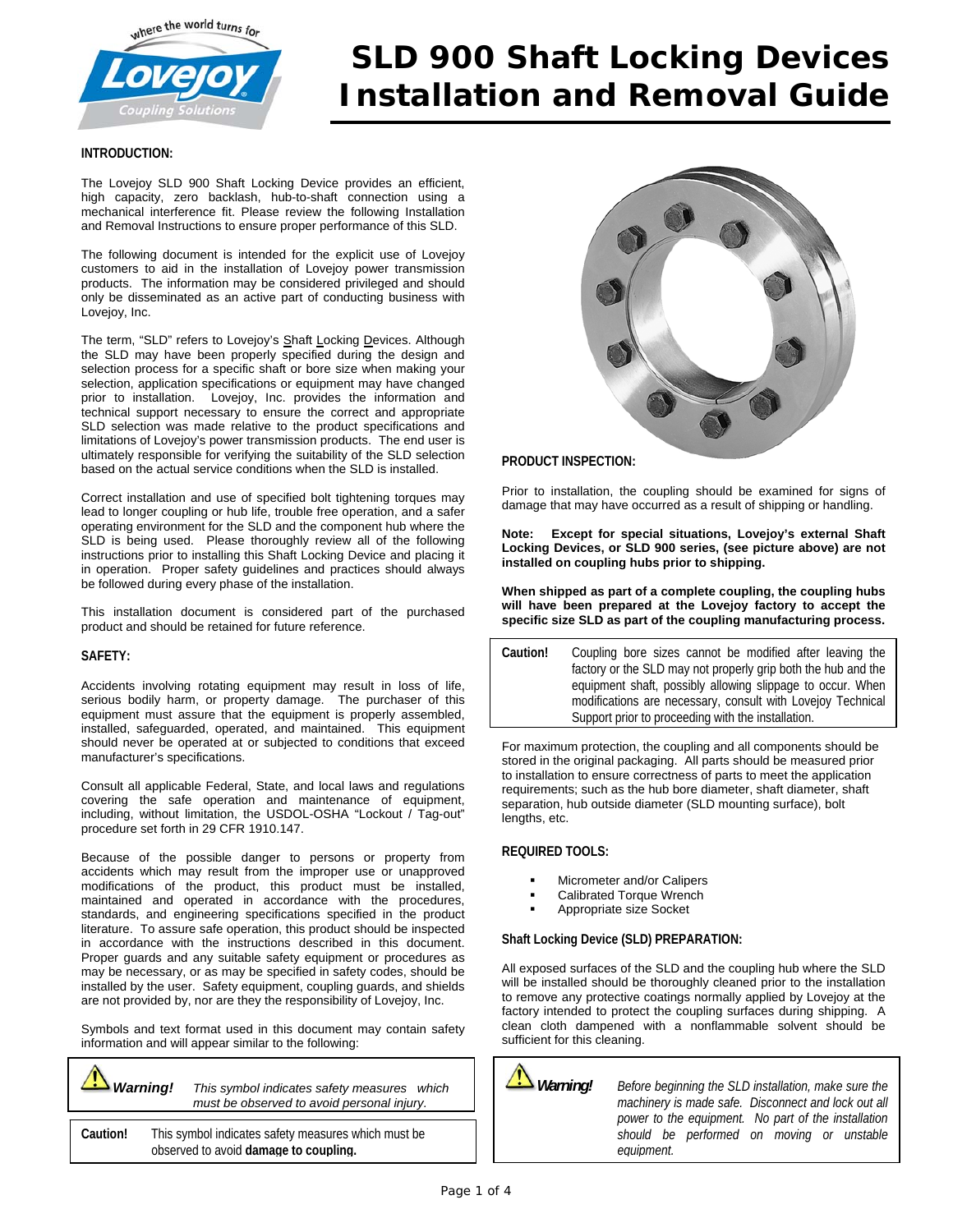# SLD 900 Shaft Locking Devices Installation and Removal Guide

**INTRODUCTION:**

The Lovejoy SLD 900 Shaft Locking Device provides an efficient, high capacity, zero backlash, hub-to-shaft connection using a mechanical interference fit. Please review the following Installation and Removal Instructions to ensure proper performance of this SLD.

The following document is intended for the explicit use of Lovejoy customers to aid in the installation of Lovejoy power transmission products. The information may be considered privileged and should only be disseminated as an active part of conducting business with Lovejoy, Inc.

The term, "SLD" refers to Lovejoy's Shaft Locking Devices. Although the SLD may have been properly specified during the design and selection process for a specific shaft or bore size when making your selection, application specifications or equipment may have changed prior to installation. Lovejoy, Inc. provides the information and technical support necessary to ensure the correct and appropriate SLD selection was made relative to the product specifications and limitations of Lovejoy's power transmission products. The end user is ultimately responsible for verifying the suitability of the SLD selection based on the actual service conditions when the SLD is installed.

Correct installation and use of specified bolt tightening torques may lead to longer coupling or hub life, trouble free operation, and a safer operating environment for the SLD and the component hub where the SLD is being used. Please thoroughly review all of the following instructions prior to installing this Shaft Locking Device and placing it in operation. Proper safety guidelines and practices should always be followed during every phase of the installation.

This installation document is considered part of the purchased product and should be retained for future reference.

**SAFETY:**

Accidents involving rotating equipment may result in loss of life, serious bodily harm, or property damage. The purchaser of this equipment must assure that the equipment is properly assembled, installed, safeguarded, operated, and maintained. This equipment should never be operated at or subjected to conditions that exceed manufacturer's specifications.

Consult all applicable Federal, State, and local laws and regulations covering the safe operation and maintenance of equipment, including, without limitation, the USDOL-OSHA "Lockout / Tag-out" procedure set forth in 29 CFR 1910.147.

Because of the possible danger to persons or property from accidents which may result from the improper use or unapproved modifications of the product, this product must be installed, maintained and operated in accordance with the procedures, standards, and engineering specifications specified in the product literature. To assure safe operation, this product should be inspected in accordance with the instructions described in this document. Proper guards and any suitable safety equipment or procedures as may be necessary, or as may be specified in safety codes, should be installed by the user. Safety equipment, coupling guards, and shields are not provided by, nor are they the responsibility of Lovejoy, Inc.

Symbols and text format used in this document may contain safety information and will appear similar to the following:

> ***Warning!*** *This symbol indicates safety measures which must be observed to avoid personal injury.*

> **Caution!** This symbol indicates safety measures which must be observed to avoid **damage to coupling.**

**PRODUCT INSPECTION:**

Prior to installation, the coupling should be examined for signs of damage that may have occurred as a result of shipping or handling.

**Note: Except for special situations, Lovejoy's external Shaft Locking Devices, or SLD 900 series, (see picture above) are not installed on coupling hubs prior to shipping.**

**When shipped as part of a complete coupling, the coupling hubs will have been prepared at the Lovejoy factory to accept the specific size SLD as part of the coupling manufacturing process.**

> **Caution!** Coupling bore sizes cannot be modified after leaving the factory or the SLD may not properly grip both the hub and the equipment shaft, possibly allowing slippage to occur. When modifications are necessary, consult with Lovejoy Technical Support prior to proceeding with the installation.

For maximum protection, the coupling and all components should be stored in the original packaging. All parts should be measured prior to installation to ensure correctness of parts to meet the application requirements; such as the hub bore diameter, shaft diameter, shaft separation, hub outside diameter (SLD mounting surface), bolt lengths, etc.

**REQUIRED TOOLS:**

- Micrometer and/or Calipers
- Calibrated Torque Wrench
- Appropriate size Socket

**Shaft Locking Device (SLD) PREPARATION:**

All exposed surfaces of the SLD and the coupling hub where the SLD will be installed should be thoroughly cleaned prior to the installation to remove any protective coatings normally applied by Lovejoy at the factory intended to protect the coupling surfaces during shipping. A clean cloth dampened with a nonflammable solvent should be sufficient for this cleaning.

> ***Warning!*** *Before beginning the SLD installation, make sure the machinery is made safe. Disconnect and lock out all power to the equipment. No part of the installation should be performed on moving or unstable equipment.*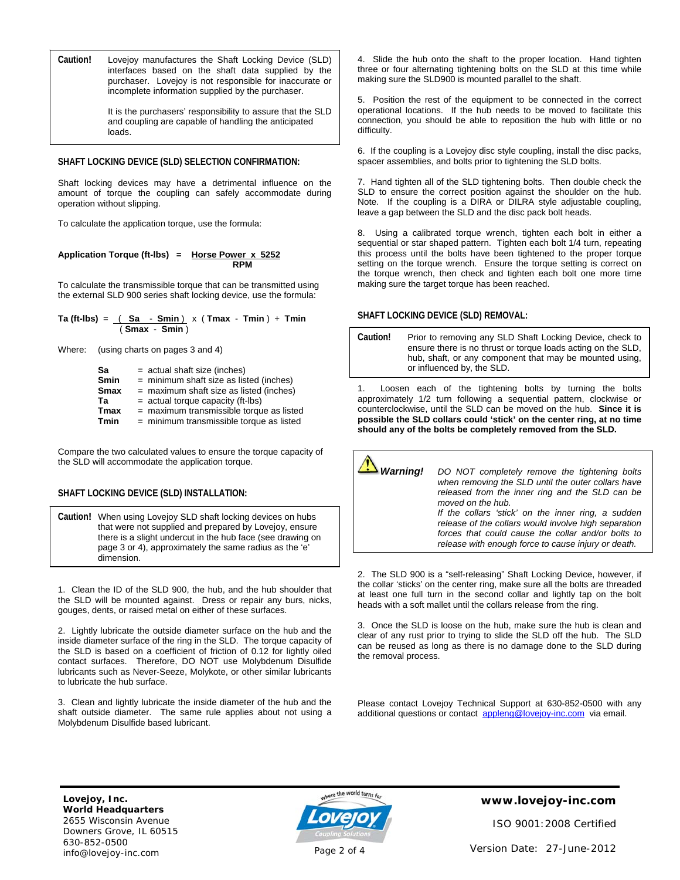**Caution!** Lovejoy manufactures the Shaft Locking Device (SLD) interfaces based on the shaft data supplied by the purchaser. Lovejoy is not responsible for inaccurate or incomplete information supplied by the purchaser.

It is the purchasers' responsibility to assure that the SLD and coupling are capable of handling the anticipated loads.

## SHAFT LOCKING DEVICE (SLD) SELECTION CONFIRMATION:

Shaft locking devices may have a detrimental influence on the amount of torque the coupling can safely accommodate during operation without slipping.

To calculate the application torque, use the formula:

$$\text{Application Torque (ft-lbs)} = \frac{\text{Horse Power} \times 5252}{\text{RPM}}$$

To calculate the transmissible torque that can be transmitted using the external SLD 900 series shaft locking device, use the formula:

$$Ta \text{ (ft-lbs)} = \frac{(Sa - Smin)}{(Smax - Smin)} \times (Tmax - Tmin) + Tmin$$

Where: (using charts on pages 3 and 4)

- **Sa** = actual shaft size (inches)
- **Smin** = minimum shaft size as listed (inches)
- **Smax** = maximum shaft size as listed (inches)
- **Ta** = actual torque capacity (ft-lbs)
- **Tmax** = maximum transmissible torque as listed
- **Tmin** = minimum transmissible torque as listed

Compare the two calculated values to ensure the torque capacity of the SLD will accommodate the application torque.

## SHAFT LOCKING DEVICE (SLD) INSTALLATION:

**Caution!** When using Lovejoy SLD shaft locking devices on hubs that were not supplied and prepared by Lovejoy, ensure there is a slight undercut in the hub face (see drawing on page 3 or 4), approximately the same radius as the 'e' dimension.

1. Clean the ID of the SLD 900, the hub, and the hub shoulder that the SLD will be mounted against. Dress or repair any burs, nicks, gouges, dents, or raised metal on either of these surfaces.

2. Lightly lubricate the outside diameter surface on the hub and the inside diameter surface of the ring in the SLD. The torque capacity of the SLD is based on a coefficient of friction of 0.12 for lightly oiled contact surfaces. Therefore, DO NOT use Molybdenum Disulfide lubricants such as Never-Seeze, Molykote, or other similar lubricants to lubricate the hub surface.

3. Clean and lightly lubricate the inside diameter of the hub and the shaft outside diameter. The same rule applies about not using a Molybdenum Disulfide based lubricant.

4. Slide the hub onto the shaft to the proper location. Hand tighten three or four alternating tightening bolts on the SLD at this time while making sure the SLD900 is mounted parallel to the shaft.

5. Position the rest of the equipment to be connected in the correct operational locations. If the hub needs to be moved to facilitate this connection, you should be able to reposition the hub with little or no difficulty.

6. If the coupling is a Lovejoy disc style coupling, install the disc packs, spacer assemblies, and bolts prior to tightening the SLD bolts.

7. Hand tighten all of the SLD tightening bolts. Then double check the SLD to ensure the correct position against the shoulder on the hub. Note. If the coupling is a DIRA or DILRA style adjustable coupling, leave a gap between the SLD and the disc pack bolt heads.

8. Using a calibrated torque wrench, tighten each bolt in either a sequential or star shaped pattern. Tighten each bolt 1/4 turn, repeating this process until the bolts have been tightened to the proper torque setting on the torque wrench. Ensure the torque setting is correct on the torque wrench, then check and tighten each bolt one more time making sure the target torque has been reached.

## SHAFT LOCKING DEVICE (SLD) REMOVAL:

**Caution!** Prior to removing any SLD Shaft Locking Device, check to ensure there is no thrust or torque loads acting on the SLD, hub, shaft, or any component that may be mounted using, or influenced by, the SLD.

1. Loosen each of the tightening bolts by turning the bolts approximately 1/2 turn following a sequential pattern, clockwise or counterclockwise, until the SLD can be moved on the hub. **Since it is possible the SLD collars could 'stick' on the center ring, at no time should any of the bolts be completely removed from the SLD.**

***Warning!*** *DO NOT completely remove the tightening bolts when removing the SLD until the outer collars have released from the inner ring and the SLD can be moved on the hub.*
*If the collars 'stick' on the inner ring, a sudden release of the collars would involve high separation forces that could cause the collar and/or bolts to release with enough force to cause injury or death.*

2. The SLD 900 is a "self-releasing" Shaft Locking Device, however, if the collar 'sticks' on the center ring, make sure all the bolts are threaded at least one full turn in the second collar and lightly tap on the bolt heads with a soft mallet until the collars release from the ring.

3. Once the SLD is loose on the hub, make sure the hub is clean and clear of any rust prior to trying to slide the SLD off the hub. The SLD can be reused as long as there is no damage done to the SLD during the removal process.

Please contact Lovejoy Technical Support at 630-852-0500 with any additional questions or contact appleng@lovejoy-inc.com via email.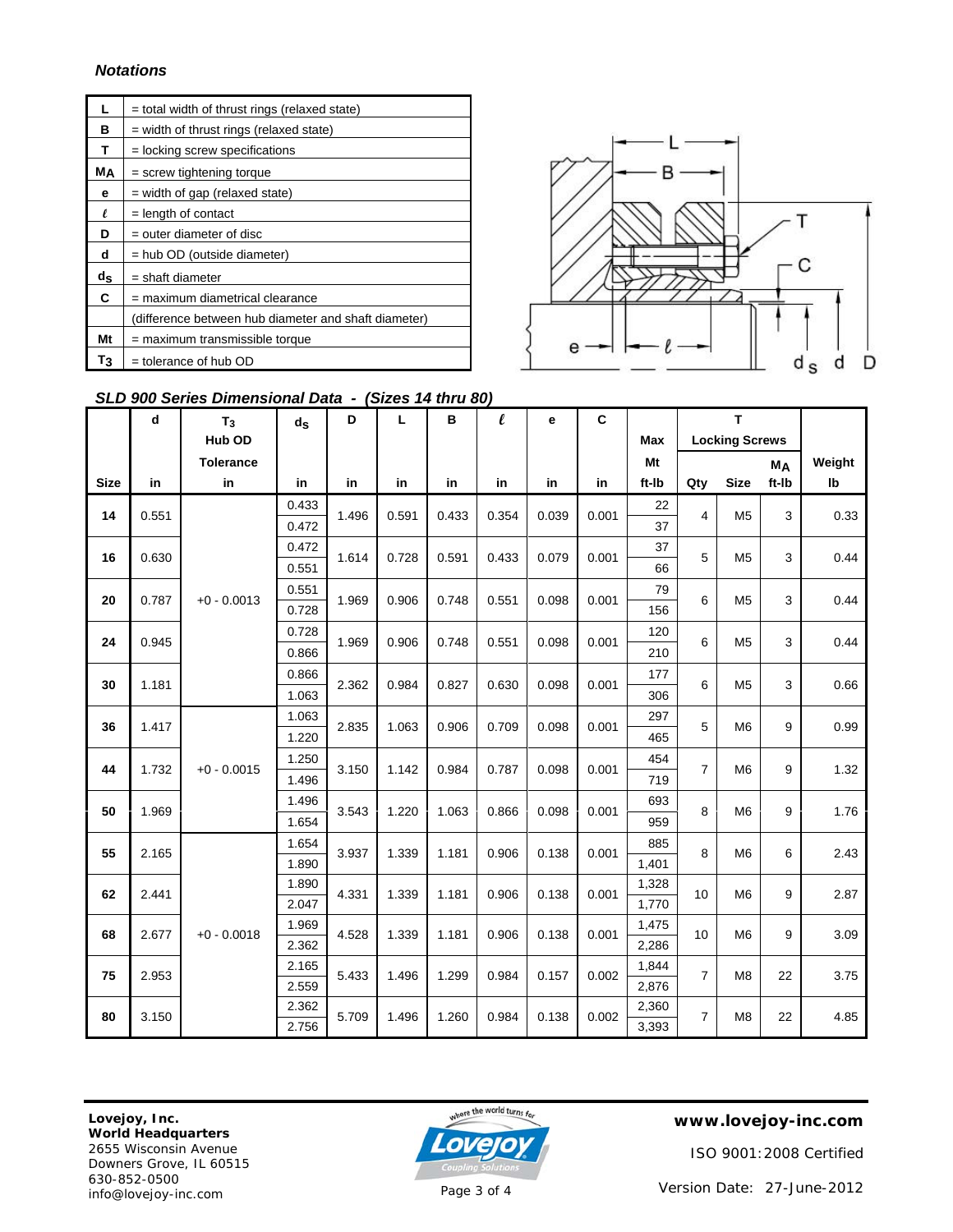### *Notations*

| | |
|---|---|
| **L** | = total width of thrust rings (relaxed state) |
| **B** | = width of thrust rings (relaxed state) |
| **T** | = locking screw specifications |
| **$M_A$** | = screw tightening torque |
| **e** | = width of gap (relaxed state) |
| **ℓ** | = length of contact |
| **D** | = outer diameter of disc |
| **d** | = hub OD (outside diameter) |
| **$d_S$** | = shaft diameter |
| **C** | = maximum diametrical clearance |
| | (difference between hub diameter and shaft diameter) |
| **Mt** | = maximum transmissible torque |
| **$T_3$** | = tolerance of hub OD |

L
B
T
C
e
ℓ
$d_S$
d
D

### *SLD 900 Series Dimensional Data - (Sizes 14 thru 80)*

| Size | d (in) | $T_3$ Hub OD Tolerance (in) | $d_S$ (in) | D (in) | L (in) | B (in) | ℓ (in) | e (in) | C (in) | Max Mt (ft-lb) | T Locking Screws Qty | T Locking Screws Size | T Locking Screws $M_A$ (ft-lb) | Weight (lb) |
|---|---|---|---|---|---|---|---|---|---|---|---|---|---|---|
| 14 | 0.551 | +0 - 0.0013 | 0.433 | 1.496 | 0.591 | 0.433 | 0.354 | 0.039 | 0.001 | 22 | 4 | M5 | 3 | 0.33 |
| | | | 0.472 | | | | | | | 37 | | | | |
| 16 | 0.630 | | 0.472 | 1.614 | 0.728 | 0.591 | 0.433 | 0.079 | 0.001 | 37 | 5 | M5 | 3 | 0.44 |
| | | | 0.551 | | | | | | | 66 | | | | |
| 20 | 0.787 | | 0.551 | 1.969 | 0.906 | 0.748 | 0.551 | 0.098 | 0.001 | 79 | 6 | M5 | 3 | 0.44 |
| | | | 0.728 | | | | | | | 156 | | | | |
| 24 | 0.945 | | 0.728 | 1.969 | 0.906 | 0.748 | 0.551 | 0.098 | 0.001 | 120 | 6 | M5 | 3 | 0.44 |
| | | | 0.866 | | | | | | | 210 | | | | |
| 30 | 1.181 | | 0.866 | 2.362 | 0.984 | 0.827 | 0.630 | 0.098 | 0.001 | 177 | 6 | M5 | 3 | 0.66 |
| | | | 1.063 | | | | | | | 306 | | | | |
| 36 | 1.417 | +0 - 0.0015 | 1.063 | 2.835 | 1.063 | 0.906 | 0.709 | 0.098 | 0.001 | 297 | 5 | M6 | 9 | 0.99 |
| | | | 1.220 | | | | | | | 465 | | | | |
| 44 | 1.732 | | 1.250 | 3.150 | 1.142 | 0.984 | 0.787 | 0.098 | 0.001 | 454 | 7 | M6 | 9 | 1.32 |
| | | | 1.496 | | | | | | | 719 | | | | |
| 50 | 1.969 | | 1.496 | 3.543 | 1.220 | 1.063 | 0.866 | 0.098 | 0.001 | 693 | 8 | M6 | 9 | 1.76 |
| | | | 1.654 | | | | | | | 959 | | | | |
| 55 | 2.165 | +0 - 0.0018 | 1.654 | 3.937 | 1.339 | 1.181 | 0.906 | 0.138 | 0.001 | 885 | 8 | M6 | 6 | 2.43 |
| | | | 1.890 | | | | | | | 1,401 | | | | |
| 62 | 2.441 | | 1.890 | 4.331 | 1.339 | 1.181 | 0.906 | 0.138 | 0.001 | 1,328 | 10 | M6 | 9 | 2.87 |
| | | | 2.047 | | | | | | | 1,770 | | | | |
| 68 | 2.677 | | 1.969 | 4.528 | 1.339 | 1.181 | 0.906 | 0.138 | 0.001 | 1,475 | 10 | M6 | 9 | 3.09 |
| | | | 2.362 | | | | | | | 2,286 | | | | |
| 75 | 2.953 | | 2.165 | 5.433 | 1.496 | 1.299 | 0.984 | 0.157 | 0.002 | 1,844 | 7 | M8 | 22 | 3.75 |
| | | | 2.559 | | | | | | | 2,876 | | | | |
| 80 | 3.150 | | 2.362 | 5.709 | 1.496 | 1.260 | 0.984 | 0.138 | 0.002 | 2,360 | 7 | M8 | 22 | 4.85 |
| | | | 2.756 | | | | | | | 3,393 | | | | |

**Lovejoy, Inc.**
**World Headquarters**
2655 Wisconsin Avenue
Downers Grove, IL 60515
630-852-0500
info@lovejoy-inc.com

**www.lovejoy-inc.com**

ISO 9001:2008 Certified

Version Date: 27-June-2012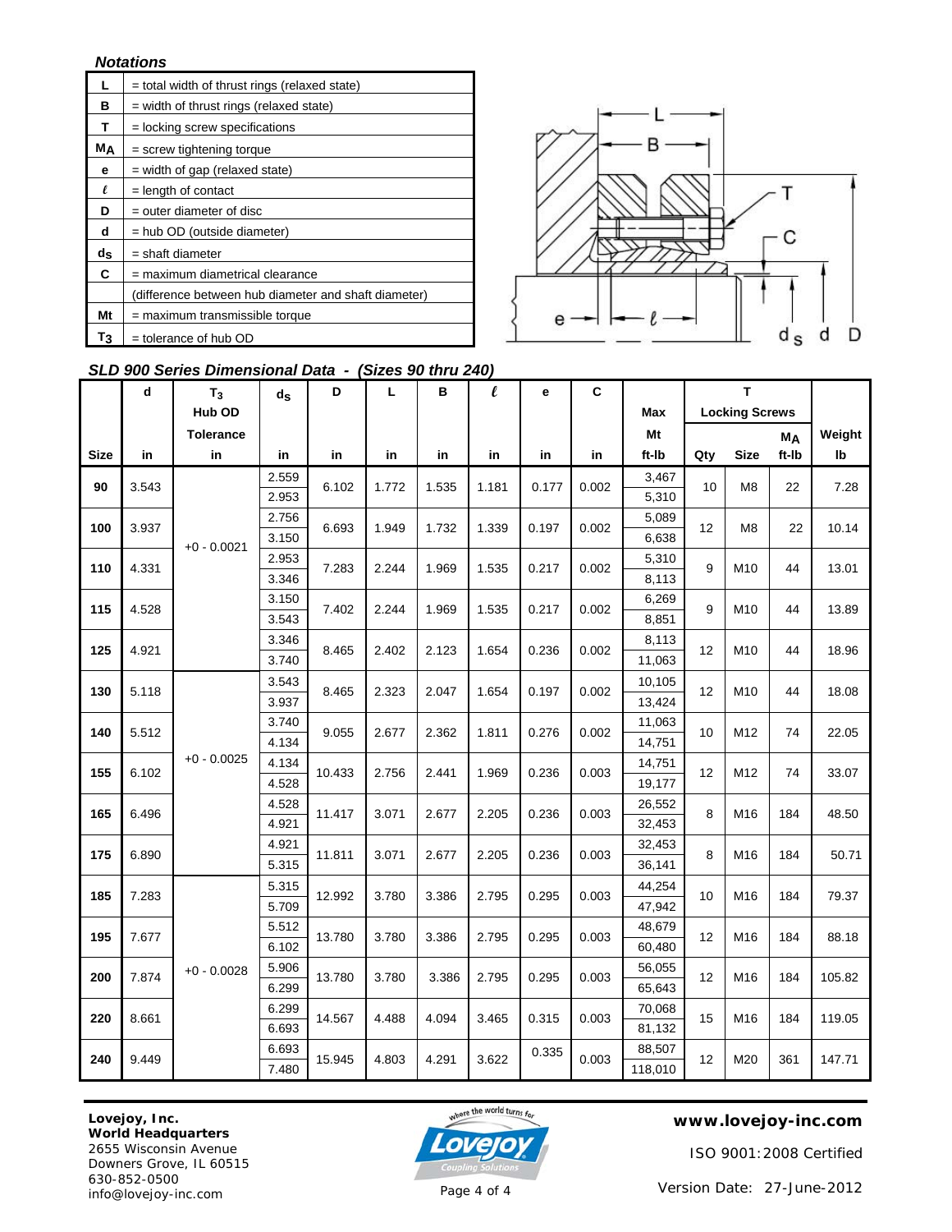***Notations***

| | |
|---|---|
| **L** | = total width of thrust rings (relaxed state) |
| **B** | = width of thrust rings (relaxed state) |
| **T** | = locking screw specifications |
| **$M_A$** | = screw tightening torque |
| **e** | = width of gap (relaxed state) |
| **$\ell$** | = length of contact |
| **D** | = outer diameter of disc |
| **d** | = hub OD (outside diameter) |
| **$d_S$** | = shaft diameter |
| **C** | = maximum diametrical clearance |
| | (difference between hub diameter and shaft diameter) |
| **Mt** | = maximum transmissible torque |
| **$T_3$** | = tolerance of hub OD |

L
B
T
C
e
$\ell$
$d_S$ d D

***SLD 900 Series Dimensional Data - (Sizes 90 thru 240)***

| Size | d in | $T_3$ Hub OD Tolerance in | $d_S$ in | D in | L in | B in | $\ell$ in | e in | C in | Max Mt ft-lb | T Locking Screws Qty | Size | $M_A$ ft-lb | Weight lb |
|---|---|---|---|---|---|---|---|---|---|---|---|---|---|---|
| 90 | 3.543 | +0 - 0.0021 | 2.559 | 6.102 | 1.772 | 1.535 | 1.181 | 0.177 | 0.002 | 3,467 | 10 | M8 | 22 | 7.28 |
| | | | 2.953 | | | | | | | 5,310 | | | | |
| 100 | 3.937 | +0 - 0.0021 | 2.756 | 6.693 | 1.949 | 1.732 | 1.339 | 0.197 | 0.002 | 5,089 | 12 | M8 | 22 | 10.14 |
| | | | 3.150 | | | | | | | 6,638 | | | | |
| 110 | 4.331 | +0 - 0.0021 | 2.953 | 7.283 | 2.244 | 1.969 | 1.535 | 0.217 | 0.002 | 5,310 | 9 | M10 | 44 | 13.01 |
| | | | 3.346 | | | | | | | 8,113 | | | | |
| 115 | 4.528 | +0 - 0.0021 | 3.150 | 7.402 | 2.244 | 1.969 | 1.535 | 0.217 | 0.002 | 6,269 | 9 | M10 | 44 | 13.89 |
| | | | 3.543 | | | | | | | 8,851 | | | | |
| 125 | 4.921 | +0 - 0.0021 | 3.346 | 8.465 | 2.402 | 2.123 | 1.654 | 0.236 | 0.002 | 8,113 | 12 | M10 | 44 | 18.96 |
| | | | 3.740 | | | | | | | 11,063 | | | | |
| 130 | 5.118 | +0 - 0.0025 | 3.543 | 8.465 | 2.323 | 2.047 | 1.654 | 0.197 | 0.002 | 10,105 | 12 | M10 | 44 | 18.08 |
| | | | 3.937 | | | | | | | 13,424 | | | | |
| 140 | 5.512 | +0 - 0.0025 | 3.740 | 9.055 | 2.677 | 2.362 | 1.811 | 0.276 | 0.002 | 11,063 | 10 | M12 | 74 | 22.05 |
| | | | 4.134 | | | | | | | 14,751 | | | | |
| 155 | 6.102 | +0 - 0.0025 | 4.134 | 10.433 | 2.756 | 2.441 | 1.969 | 0.236 | 0.003 | 14,751 | 12 | M12 | 74 | 33.07 |
| | | | 4.528 | | | | | | | 19,177 | | | | |
| 165 | 6.496 | +0 - 0.0025 | 4.528 | 11.417 | 3.071 | 2.677 | 2.205 | 0.236 | 0.003 | 26,552 | 8 | M16 | 184 | 48.50 |
| | | | 4.921 | | | | | | | 32,453 | | | | |
| 175 | 6.890 | +0 - 0.0025 | 4.921 | 11.811 | 3.071 | 2.677 | 2.205 | 0.236 | 0.003 | 32,453 | 8 | M16 | 184 | 50.71 |
| | | | 5.315 | | | | | | | 36,141 | | | | |
| 185 | 7.283 | +0 - 0.0028 | 5.315 | 12.992 | 3.780 | 3.386 | 2.795 | 0.295 | 0.003 | 44,254 | 10 | M16 | 184 | 79.37 |
| | | | 5.709 | | | | | | | 47,942 | | | | |
| 195 | 7.677 | +0 - 0.0028 | 5.512 | 13.780 | 3.780 | 3.386 | 2.795 | 0.295 | 0.003 | 48,679 | 12 | M16 | 184 | 88.18 |
| | | | 6.102 | | | | | | | 60,480 | | | | |
| 200 | 7.874 | +0 - 0.0028 | 5.906 | 13.780 | 3.780 | 3.386 | 2.795 | 0.295 | 0.003 | 56,055 | 12 | M16 | 184 | 105.82 |
| | | | 6.299 | | | | | | | 65,643 | | | | |
| 220 | 8.661 | +0 - 0.0028 | 6.299 | 14.567 | 4.488 | 4.094 | 3.465 | 0.315 | 0.003 | 70,068 | 15 | M16 | 184 | 119.05 |
| | | | 6.693 | | | | | | | 81,132 | | | | |
| 240 | 9.449 | +0 - 0.0028 | 6.693 | 15.945 | 4.803 | 4.291 | 3.622 | 0.335 | 0.003 | 88,507 | 12 | M20 | 361 | 147.71 |
| | | | 7.480 | | | | | | | 118,010 | | | | |

**Lovejoy, Inc.**
**World Headquarters**
2655 Wisconsin Avenue
Downers Grove, IL 60515
630-852-0500
info@lovejoy-inc.com

**www.lovejoy-inc.com**

ISO 9001:2008 Certified

Version Date: 27-June-2012